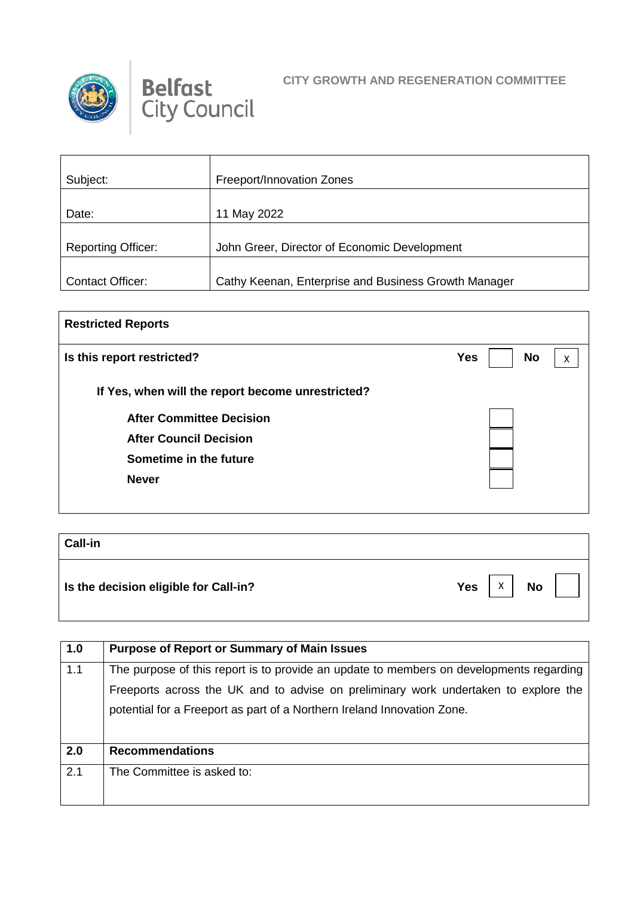**CITY GROWTH AND REGENERATION COMMITTEE**

| | |
|---|---|
| Subject: | Freeport/Innovation Zones |
| Date: | 11 May 2022 |
| Reporting Officer: | John Greer, Director of Economic Development |
| Contact Officer: | Cathy Keenan, Enterprise and Business Growth Manager |

| **Restricted Reports** | | | | |
|---|---|---|---|---|
| **Is this report restricted?** | **Yes** | | **No** | X |
| **If Yes, when will the report become unrestricted?** | | | | |
| **After Committee Decision** | | | | |
| **After Council Decision** | | | | |
| **Sometime in the future** | | | | |
| **Never** | | | | |

| **Call-in** | | | | |
|---|---|---|---|---|
| **Is the decision eligible for Call-in?** | **Yes** | X | **No** | |

| **1.0** | **Purpose of Report or Summary of Main Issues** |
|---|---|
| 1.1 | The purpose of this report is to provide an update to members on developments regarding Freeports across the UK and to advise on preliminary work undertaken to explore the potential for a Freeport as part of a Northern Ireland Innovation Zone. |
| **2.0** | **Recommendations** |
| 2.1 | The Committee is asked to: |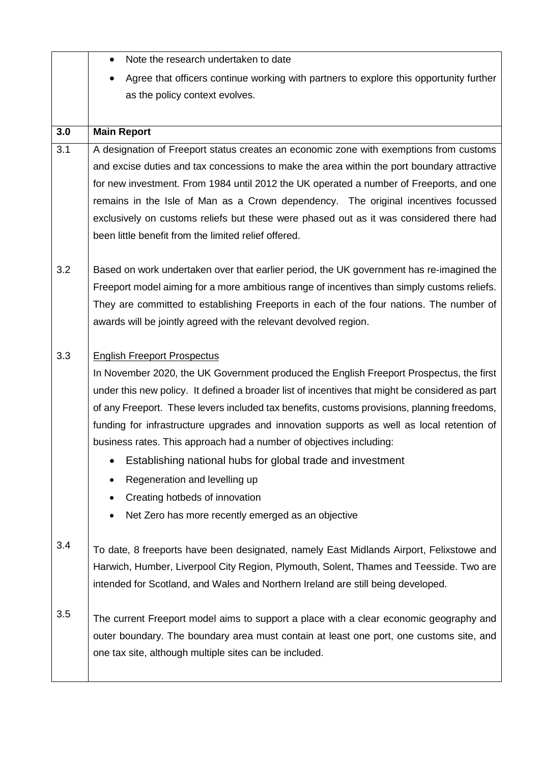- Note the research undertaken to date
- Agree that officers continue working with partners to explore this opportunity further as the policy context evolves.

## 3.0 Main Report

3.1 A designation of Freeport status creates an economic zone with exemptions from customs and excise duties and tax concessions to make the area within the port boundary attractive for new investment. From 1984 until 2012 the UK operated a number of Freeports, and one remains in the Isle of Man as a Crown dependency. The original incentives focussed exclusively on customs reliefs but these were phased out as it was considered there had been little benefit from the limited relief offered.

3.2 Based on work undertaken over that earlier period, the UK government has re-imagined the Freeport model aiming for a more ambitious range of incentives than simply customs reliefs. They are committed to establishing Freeports in each of the four nations. The number of awards will be jointly agreed with the relevant devolved region.

3.3 English Freeport Prospectus

In November 2020, the UK Government produced the English Freeport Prospectus, the first under this new policy. It defined a broader list of incentives that might be considered as part of any Freeport. These levers included tax benefits, customs provisions, planning freedoms, funding for infrastructure upgrades and innovation supports as well as local retention of business rates. This approach had a number of objectives including:

- Establishing national hubs for global trade and investment
- Regeneration and levelling up
- Creating hotbeds of innovation
- Net Zero has more recently emerged as an objective

3.4 To date, 8 freeports have been designated, namely East Midlands Airport, Felixstowe and Harwich, Humber, Liverpool City Region, Plymouth, Solent, Thames and Teesside. Two are intended for Scotland, and Wales and Northern Ireland are still being developed.

3.5 The current Freeport model aims to support a place with a clear economic geography and outer boundary. The boundary area must contain at least one port, one customs site, and one tax site, although multiple sites can be included.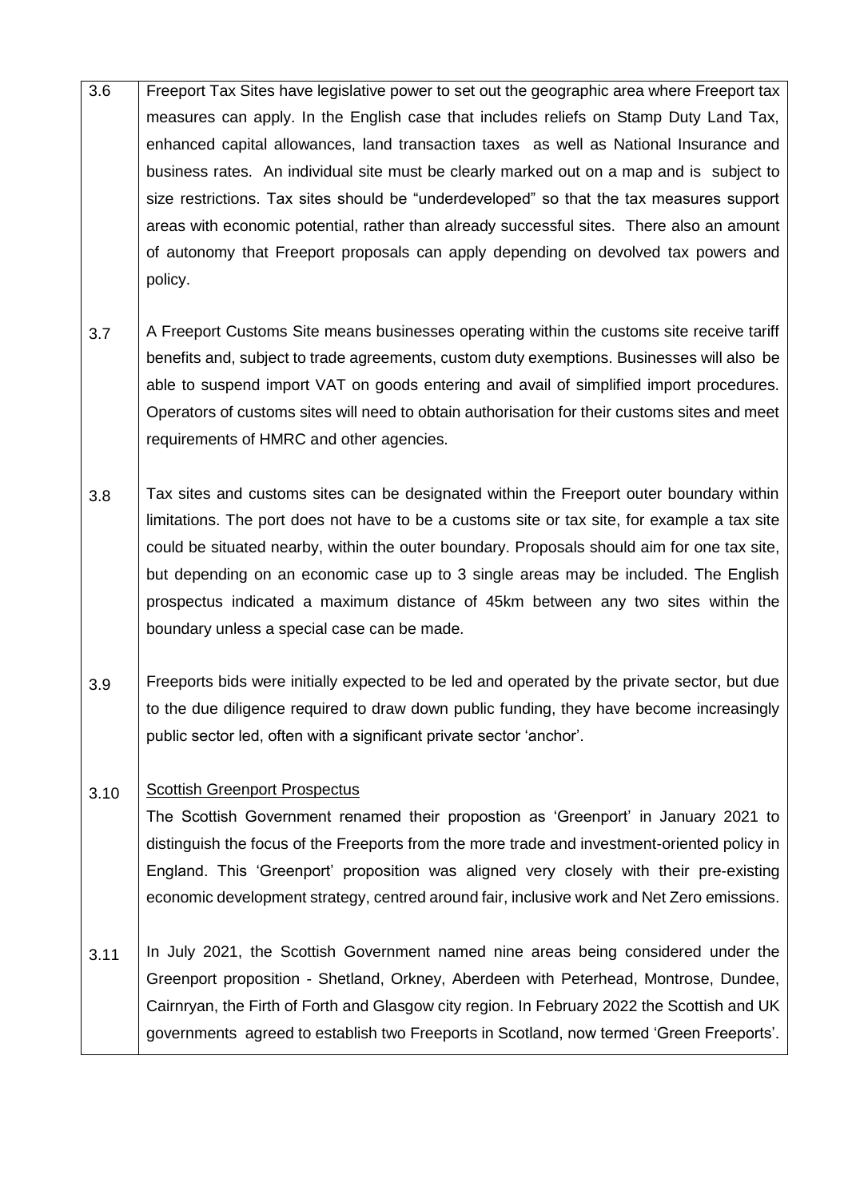| | |
|---|---|
| 3.6 | Freeport Tax Sites have legislative power to set out the geographic area where Freeport tax measures can apply. In the English case that includes reliefs on Stamp Duty Land Tax, enhanced capital allowances, land transaction taxes as well as National Insurance and business rates. An individual site must be clearly marked out on a map and is subject to size restrictions. Tax sites should be "underdeveloped" so that the tax measures support areas with economic potential, rather than already successful sites. There also an amount of autonomy that Freeport proposals can apply depending on devolved tax powers and policy. |
| 3.7 | A Freeport Customs Site means businesses operating within the customs site receive tariff benefits and, subject to trade agreements, custom duty exemptions. Businesses will also be able to suspend import VAT on goods entering and avail of simplified import procedures. Operators of customs sites will need to obtain authorisation for their customs sites and meet requirements of HMRC and other agencies. |
| 3.8 | Tax sites and customs sites can be designated within the Freeport outer boundary within limitations. The port does not have to be a customs site or tax site, for example a tax site could be situated nearby, within the outer boundary. Proposals should aim for one tax site, but depending on an economic case up to 3 single areas may be included. The English prospectus indicated a maximum distance of 45km between any two sites within the boundary unless a special case can be made. |
| 3.9 | Freeports bids were initially expected to be led and operated by the private sector, but due to the due diligence required to draw down public funding, they have become increasingly public sector led, often with a significant private sector 'anchor'. |
| 3.10 | <u>Scottish Greenport Prospectus</u><br>The Scottish Government renamed their propostion as 'Greenport' in January 2021 to distinguish the focus of the Freeports from the more trade and investment-oriented policy in England. This 'Greenport' proposition was aligned very closely with their pre-existing economic development strategy, centred around fair, inclusive work and Net Zero emissions. |
| 3.11 | In July 2021, the Scottish Government named nine areas being considered under the Greenport proposition - Shetland, Orkney, Aberdeen with Peterhead, Montrose, Dundee, Cairnryan, the Firth of Forth and Glasgow city region. In February 2022 the Scottish and UK governments agreed to establish two Freeports in Scotland, now termed 'Green Freeports'. |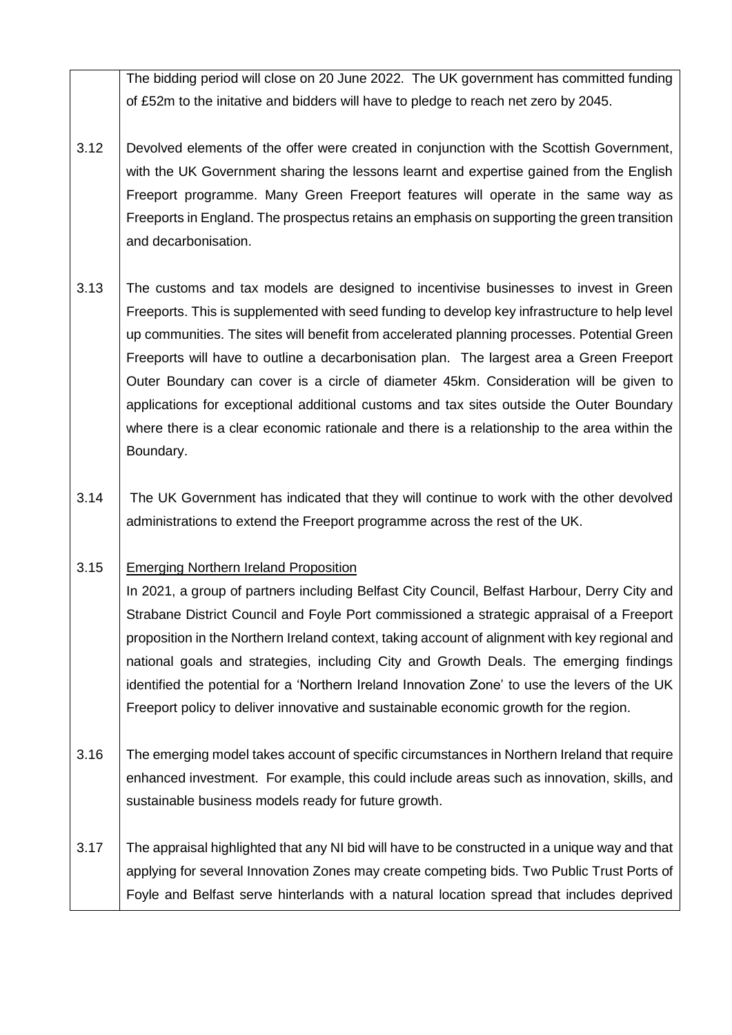The bidding period will close on 20 June 2022. The UK government has committed funding of £52m to the initative and bidders will have to pledge to reach net zero by 2045.

3.12 Devolved elements of the offer were created in conjunction with the Scottish Government, with the UK Government sharing the lessons learnt and expertise gained from the English Freeport programme. Many Green Freeport features will operate in the same way as Freeports in England. The prospectus retains an emphasis on supporting the green transition and decarbonisation.

3.13 The customs and tax models are designed to incentivise businesses to invest in Green Freeports. This is supplemented with seed funding to develop key infrastructure to help level up communities. The sites will benefit from accelerated planning processes. Potential Green Freeports will have to outline a decarbonisation plan. The largest area a Green Freeport Outer Boundary can cover is a circle of diameter 45km. Consideration will be given to applications for exceptional additional customs and tax sites outside the Outer Boundary where there is a clear economic rationale and there is a relationship to the area within the Boundary.

3.14 The UK Government has indicated that they will continue to work with the other devolved administrations to extend the Freeport programme across the rest of the UK.

3.15 Emerging Northern Ireland Proposition

In 2021, a group of partners including Belfast City Council, Belfast Harbour, Derry City and Strabane District Council and Foyle Port commissioned a strategic appraisal of a Freeport proposition in the Northern Ireland context, taking account of alignment with key regional and national goals and strategies, including City and Growth Deals. The emerging findings identified the potential for a 'Northern Ireland Innovation Zone' to use the levers of the UK Freeport policy to deliver innovative and sustainable economic growth for the region.

3.16 The emerging model takes account of specific circumstances in Northern Ireland that require enhanced investment. For example, this could include areas such as innovation, skills, and sustainable business models ready for future growth.

3.17 The appraisal highlighted that any NI bid will have to be constructed in a unique way and that applying for several Innovation Zones may create competing bids. Two Public Trust Ports of Foyle and Belfast serve hinterlands with a natural location spread that includes deprived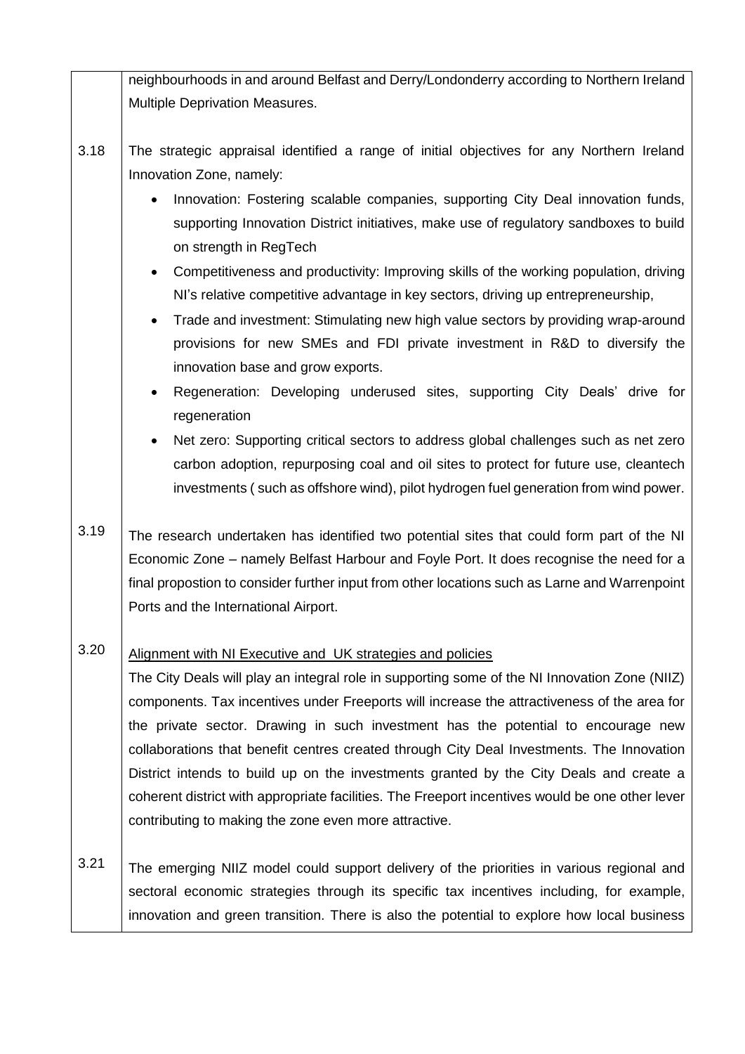neighbourhoods in and around Belfast and Derry/Londonderry according to Northern Ireland Multiple Deprivation Measures.

3.18 The strategic appraisal identified a range of initial objectives for any Northern Ireland Innovation Zone, namely:

- Innovation: Fostering scalable companies, supporting City Deal innovation funds, supporting Innovation District initiatives, make use of regulatory sandboxes to build on strength in RegTech
- Competitiveness and productivity: Improving skills of the working population, driving NI's relative competitive advantage in key sectors, driving up entrepreneurship,
- Trade and investment: Stimulating new high value sectors by providing wrap-around provisions for new SMEs and FDI private investment in R&D to diversify the innovation base and grow exports.
- Regeneration: Developing underused sites, supporting City Deals' drive for regeneration
- Net zero: Supporting critical sectors to address global challenges such as net zero carbon adoption, repurposing coal and oil sites to protect for future use, cleantech investments ( such as offshore wind), pilot hydrogen fuel generation from wind power.

3.19 The research undertaken has identified two potential sites that could form part of the NI Economic Zone – namely Belfast Harbour and Foyle Port. It does recognise the need for a final propostion to consider further input from other locations such as Larne and Warrenpoint Ports and the International Airport.

3.20 Alignment with NI Executive and UK strategies and policies

The City Deals will play an integral role in supporting some of the NI Innovation Zone (NIIZ) components. Tax incentives under Freeports will increase the attractiveness of the area for the private sector. Drawing in such investment has the potential to encourage new collaborations that benefit centres created through City Deal Investments. The Innovation District intends to build up on the investments granted by the City Deals and create a coherent district with appropriate facilities. The Freeport incentives would be one other lever contributing to making the zone even more attractive.

3.21 The emerging NIIZ model could support delivery of the priorities in various regional and sectoral economic strategies through its specific tax incentives including, for example, innovation and green transition. There is also the potential to explore how local business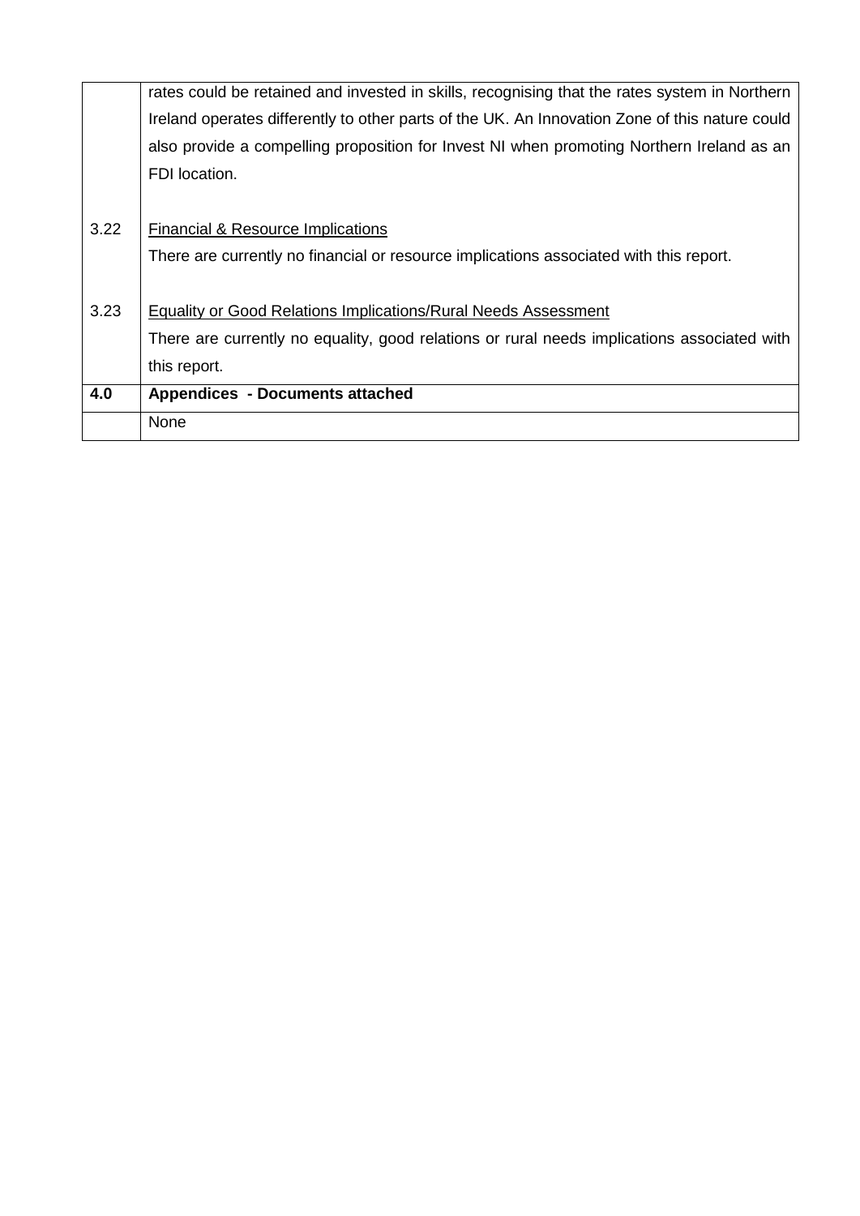| | |
|---|---|
| | rates could be retained and invested in skills, recognising that the rates system in Northern Ireland operates differently to other parts of the UK. An Innovation Zone of this nature could also provide a compelling proposition for Invest NI when promoting Northern Ireland as an FDI location. |
| 3.22 | Financial & Resource Implications<br>There are currently no financial or resource implications associated with this report. |
| 3.23 | Equality or Good Relations Implications/Rural Needs Assessment<br>There are currently no equality, good relations or rural needs implications associated with this report. |
| **4.0** | **Appendices - Documents attached** |
| | None |